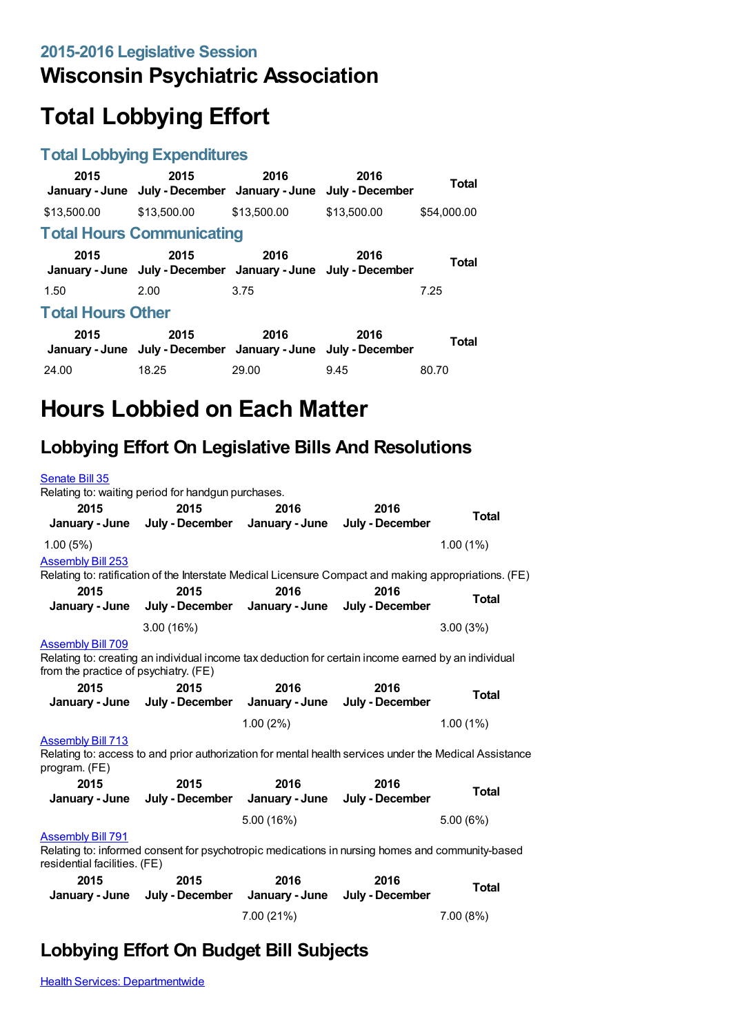## 2015-2016 Legislative Session

# Wisconsin Psychiatric Association

# Total Lobbying Effort

## Total Lobbying Expenditures

| 2015 January - June | 2015 July - December | 2016 January - June | 2016 July - December | Total |
|---|---|---|---|---|
| $13,500.00 | $13,500.00 | $13,500.00 | $13,500.00 | $54,000.00 |

## Total Hours Communicating

| 2015 January - June | 2015 July - December | 2016 January - June | 2016 July - December | Total |
|---|---|---|---|---|
| 1.50 | 2.00 | 3.75 | | 7.25 |

## Total Hours Other

| 2015 January - June | 2015 July - December | 2016 January - June | 2016 July - December | Total |
|---|---|---|---|---|
| 24.00 | 18.25 | 29.00 | 9.45 | 80.70 |

# Hours Lobbied on Each Matter

## Lobbying Effort On Legislative Bills And Resolutions

[Senate Bill 35](#)
Relating to: waiting period for handgun purchases.

| 2015 January - June | 2015 July - December | 2016 January - June | 2016 July - December | Total |
|---|---|---|---|---|
| 1.00 (5%) | | | | 1.00 (1%) |

[Assembly Bill 253](#)
Relating to: ratification of the Interstate Medical Licensure Compact and making appropriations. (FE)

| 2015 January - June | 2015 July - December | 2016 January - June | 2016 July - December | Total |
|---|---|---|---|---|
| | 3.00 (16%) | | | 3.00 (3%) |

[Assembly Bill 709](#)
Relating to: creating an individual income tax deduction for certain income earned by an individual from the practice of psychiatry. (FE)

| 2015 January - June | 2015 July - December | 2016 January - June | 2016 July - December | Total |
|---|---|---|---|---|
| | | 1.00 (2%) | | 1.00 (1%) |

[Assembly Bill 713](#)
Relating to: access to and prior authorization for mental health services under the Medical Assistance program. (FE)

| 2015 January - June | 2015 July - December | 2016 January - June | 2016 July - December | Total |
|---|---|---|---|---|
| | | 5.00 (16%) | | 5.00 (6%) |

[Assembly Bill 791](#)
Relating to: informed consent for psychotropic medications in nursing homes and community-based residential facilities. (FE)

| 2015 January - June | 2015 July - December | 2016 January - June | 2016 July - December | Total |
|---|---|---|---|---|
| | | 7.00 (21%) | | 7.00 (8%) |

## Lobbying Effort On Budget Bill Subjects

[Health Services: Departmentwide](#)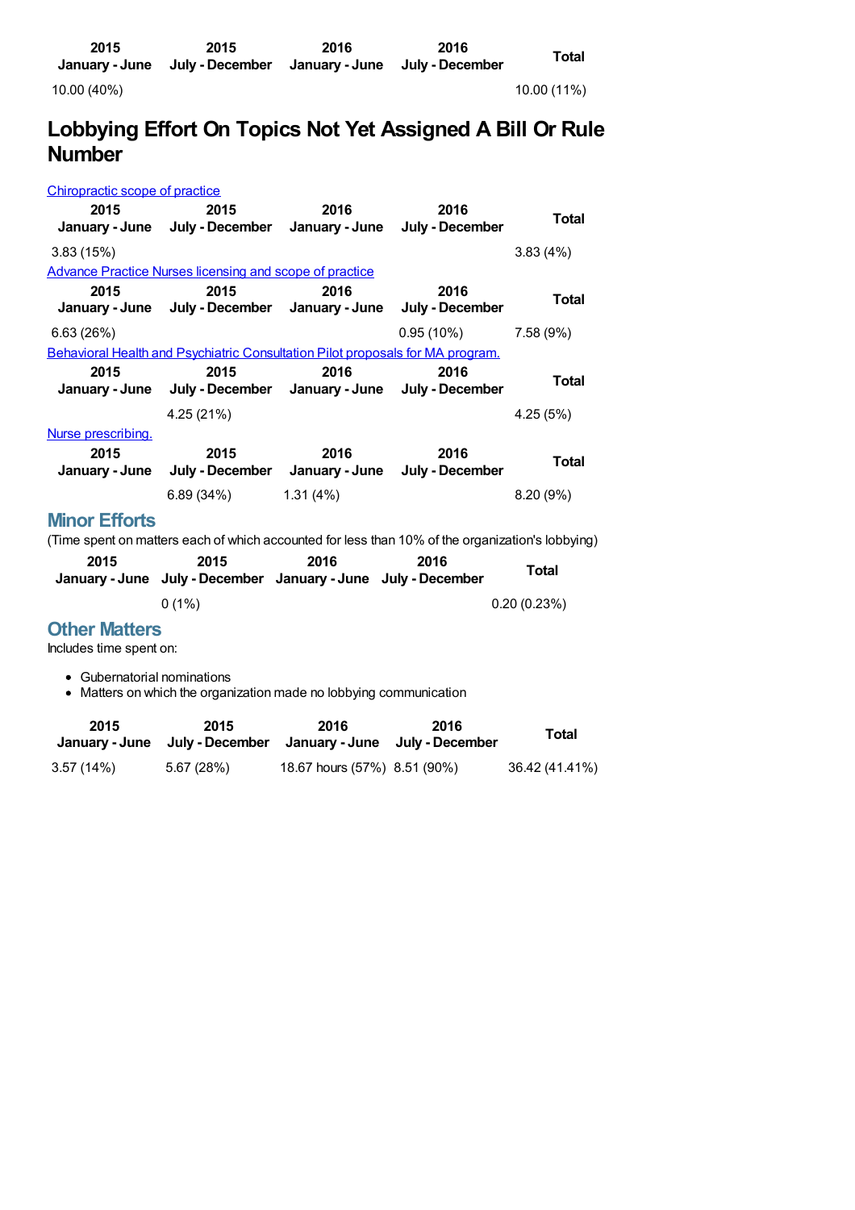| 2015 January - June | 2015 July - December | 2016 January - June | 2016 July - December | Total |
|---|---|---|---|---|
| 10.00 (40%) | | | | 10.00 (11%) |

# Lobbying Effort On Topics Not Yet Assigned A Bill Or Rule Number

Chiropractic scope of practice

| 2015 January - June | 2015 July - December | 2016 January - June | 2016 July - December | Total |
|---|---|---|---|---|
| 3.83 (15%) | | | | 3.83 (4%) |

Advance Practice Nurses licensing and scope of practice

| 2015 January - June | 2015 July - December | 2016 January - June | 2016 July - December | Total |
|---|---|---|---|---|
| 6.63 (26%) | | | 0.95 (10%) | 7.58 (9%) |

Behavioral Health and Psychiatric Consultation Pilot proposals for MA program.

| 2015 January - June | 2015 July - December | 2016 January - June | 2016 July - December | Total |
|---|---|---|---|---|
| | 4.25 (21%) | | | 4.25 (5%) |

Nurse prescribing.

| 2015 January - June | 2015 July - December | 2016 January - June | 2016 July - December | Total |
|---|---|---|---|---|
| | 6.89 (34%) | 1.31 (4%) | | 8.20 (9%) |

## Minor Efforts

(Time spent on matters each of which accounted for less than 10% of the organization's lobbying)

| 2015 January - June | 2015 July - December | 2016 January - June | 2016 July - December | Total |
|---|---|---|---|---|
| | 0 (1%) | | | 0.20 (0.23%) |

## Other Matters

Includes time spent on:

- Gubernatorial nominations
- Matters on which the organization made no lobbying communication

| 2015 January - June | 2015 July - December | 2016 January - June | 2016 July - December | Total |
|---|---|---|---|---|
| 3.57 (14%) | 5.67 (28%) | 18.67 hours (57%) | 8.51 (90%) | 36.42 (41.41%) |